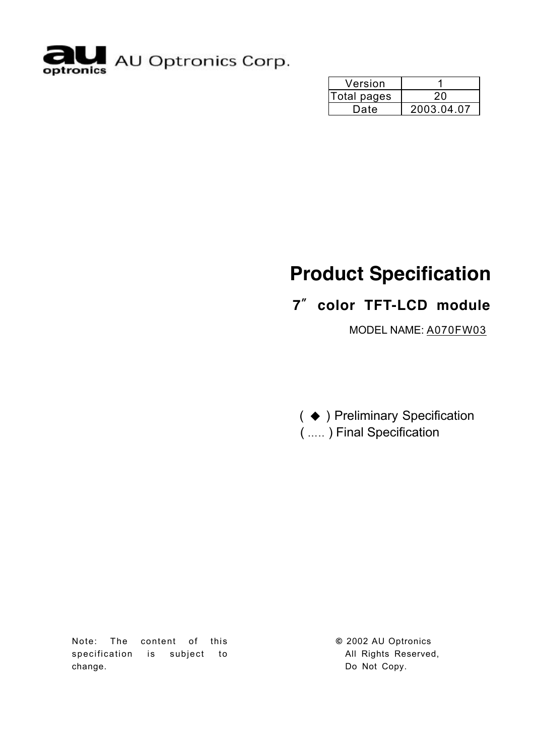AU Optronics Corp.

| Version | 1 |
| --- | --- |
| Total pages | 20 |
| Date | 2003.04.07 |

# Product Specification

## 7″ color TFT-LCD module

MODEL NAME: A070FW03

( ◆ ) Preliminary Specification
( ..... ) Final Specification

Note: The content of this specification is subject to change.

© 2002 AU Optronics
All Rights Reserved,
Do Not Copy.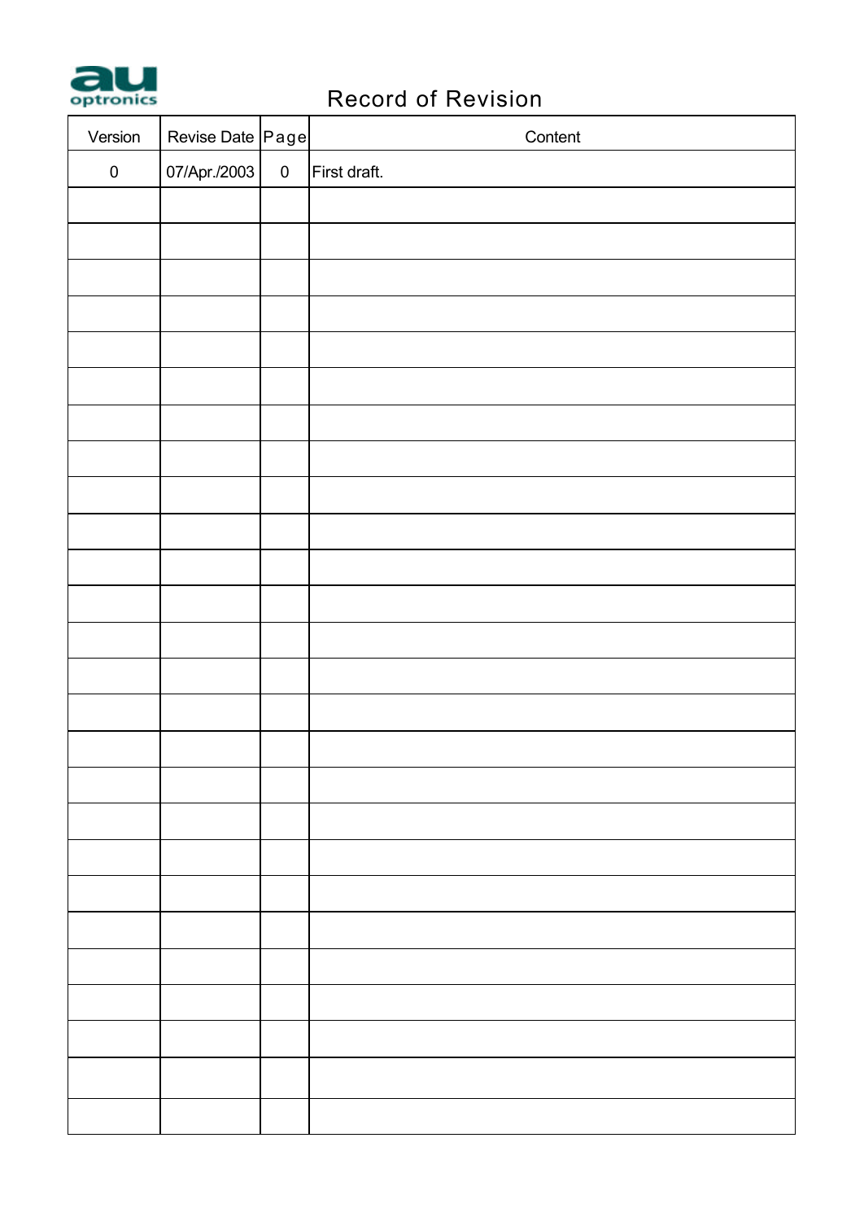# Record of Revision

| Version | Revise Date | Page | Content |
|---|---|---|---|
| 0 | 07/Apr./2003 | 0 | First draft. |
| | | | |
| | | | |
| | | | |
| | | | |
| | | | |
| | | | |
| | | | |
| | | | |
| | | | |
| | | | |
| | | | |
| | | | |
| | | | |
| | | | |
| | | | |
| | | | |
| | | | |
| | | | |
| | | | |
| | | | |
| | | | |
| | | | |
| | | | |
| | | | |
| | | | |
| | | | |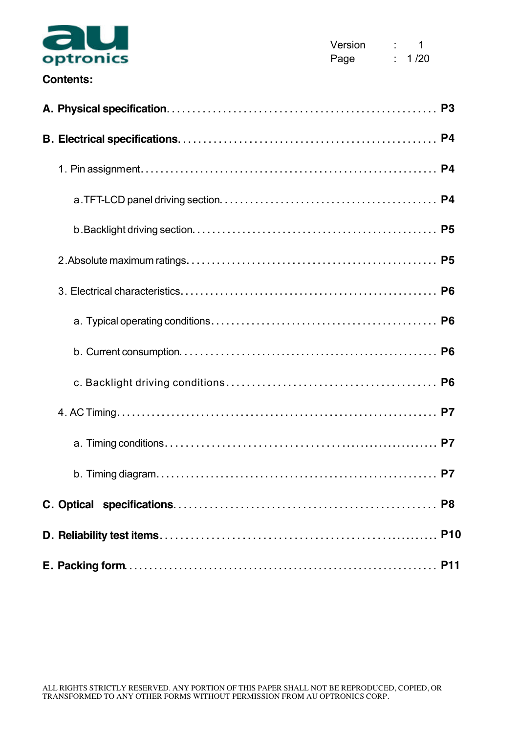**Contents:**

**A. Physical specification** ..................................................... **P3**

**B. Electrical specifications** ..................................................... **P4**

1. Pin assignment ..................................................... **P4**

 a. TFT-LCD panel driving section ..................................................... **P4**

 b. Backlight driving section ..................................................... **P5**

2. Absolute maximum ratings ..................................................... **P5**

3. Electrical characteristics ..................................................... **P6**

 a. Typical operating conditions ..................................................... **P6**

 b. Current consumption ..................................................... **P6**

 c. Backlight driving conditions ..................................................... **P6**

4. AC Timing ..................................................... **P7**

 a. Timing conditions ..................................................... **P7**

 b. Timing diagram ..................................................... **P7**

**C. Optical specifications** ..................................................... **P8**

**D. Reliability test items** ..................................................... **P10**

**E. Packing form** ..................................................... **P11**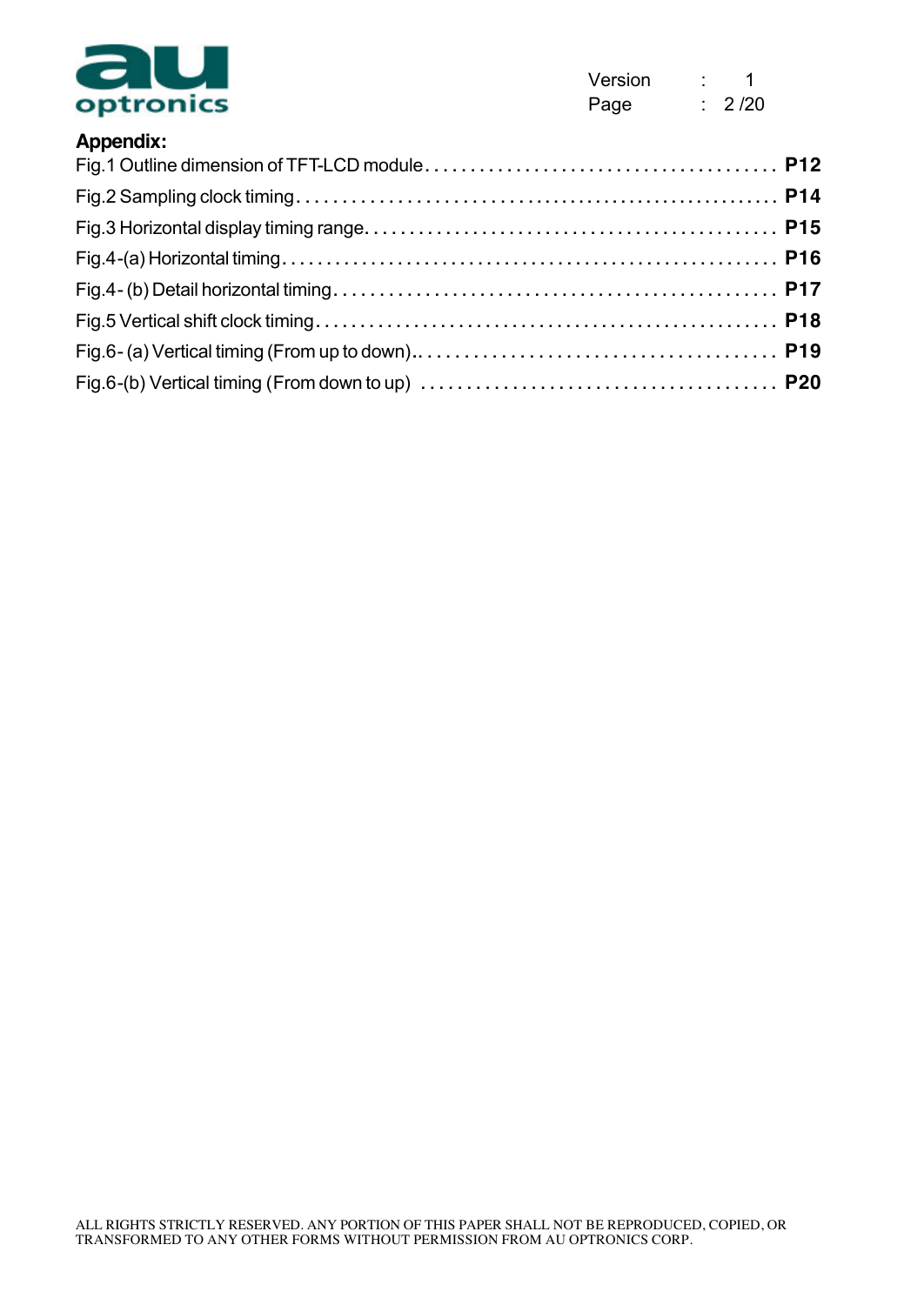**Appendix:**

Fig.1 Outline dimension of TFT-LCD module . . . . . . . . . . . . . . . . . . . . . . . . . . . . . . . . . . . . . . **P12**

Fig.2 Sampling clock timing . . . . . . . . . . . . . . . . . . . . . . . . . . . . . . . . . . . . . . . . . . . . . . . . . . . . **P14**

Fig.3 Horizontal display timing range . . . . . . . . . . . . . . . . . . . . . . . . . . . . . . . . . . . . . . . . . . . . **P15**

Fig.4-(a) Horizontal timing . . . . . . . . . . . . . . . . . . . . . . . . . . . . . . . . . . . . . . . . . . . . . . . . . . . . . **P16**

Fig.4- (b) Detail horizontal timing . . . . . . . . . . . . . . . . . . . . . . . . . . . . . . . . . . . . . . . . . . . . . . . . **P17**

Fig.5 Vertical shift clock timing . . . . . . . . . . . . . . . . . . . . . . . . . . . . . . . . . . . . . . . . . . . . . . . . . . **P18**

Fig.6- (a) Vertical timing (From up to down).. . . . . . . . . . . . . . . . . . . . . . . . . . . . . . . . . . . . . . . **P19**

Fig.6-(b) Vertical timing (From down to up) . . . . . . . . . . . . . . . . . . . . . . . . . . . . . . . . . . . . . . . **P20**

ALL RIGHTS STRICTLY RESERVED. ANY PORTION OF THIS PAPER SHALL NOT BE REPRODUCED, COPIED, OR TRANSFORMED TO ANY OTHER FORMS WITHOUT PERMISSION FROM AU OPTRONICS CORP.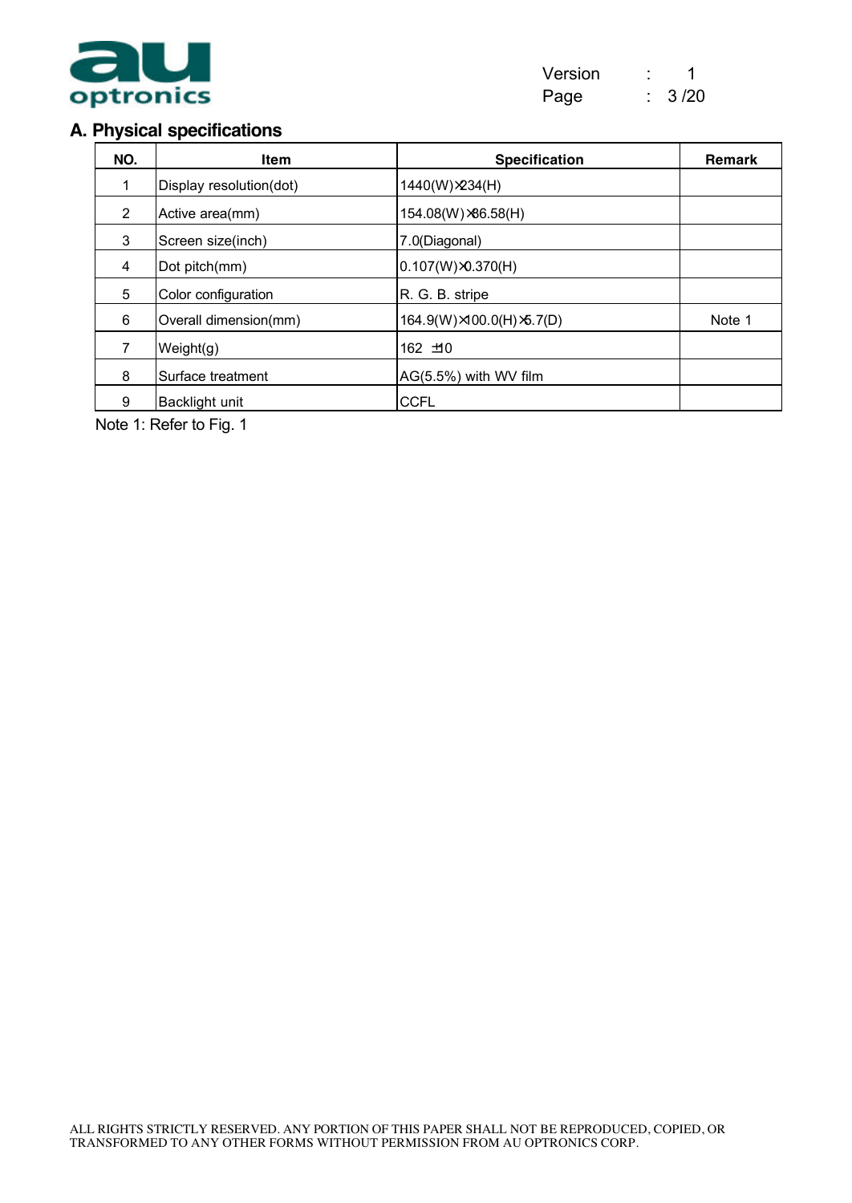## A. Physical specifications

| NO. | Item | Specification | Remark |
|---|---|---|---|
| 1 | Display resolution(dot) | 1440(W)×234(H) | |
| 2 | Active area(mm) | 154.08(W)×86.58(H) | |
| 3 | Screen size(inch) | 7.0(Diagonal) | |
| 4 | Dot pitch(mm) | 0.107(W)×0.370(H) | |
| 5 | Color configuration | R. G. B. stripe | |
| 6 | Overall dimension(mm) | 164.9(W)×100.0(H)×5.7(D) | Note 1 |
| 7 | Weight(g) | 162 ±10 | |
| 8 | Surface treatment | AG(5.5%) with WV film | |
| 9 | Backlight unit | CCFL | |

Note 1: Refer to Fig. 1

ALL RIGHTS STRICTLY RESERVED. ANY PORTION OF THIS PAPER SHALL NOT BE REPRODUCED, COPIED, OR TRANSFORMED TO ANY OTHER FORMS WITHOUT PERMISSION FROM AU OPTRONICS CORP.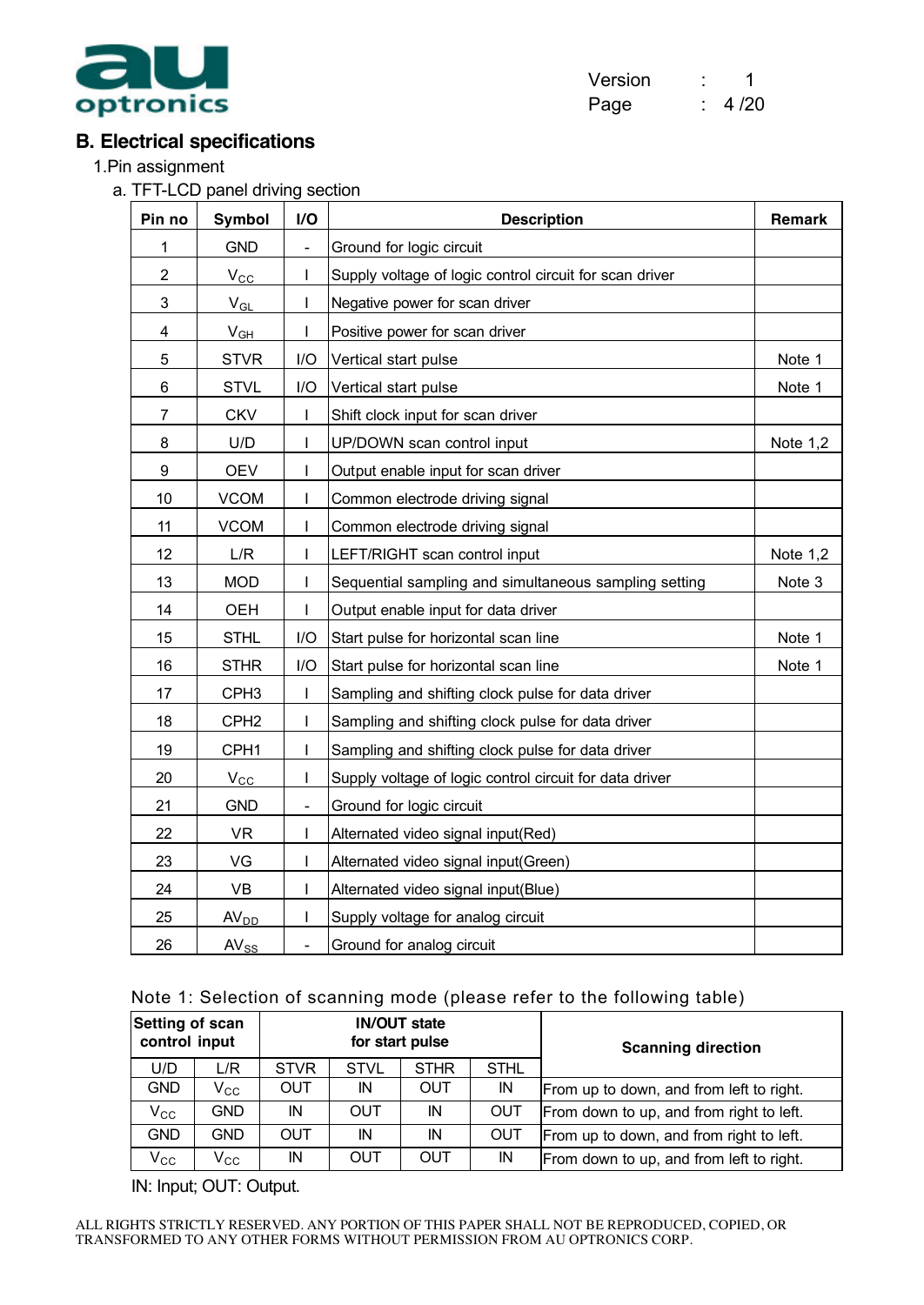## B. Electrical specifications

1.Pin assignment

a. TFT-LCD panel driving section

| Pin no | Symbol | I/O | Description | Remark |
|---|---|---|---|---|
| 1 | GND | - | Ground for logic circuit | |
| 2 | $V_{CC}$ | I | Supply voltage of logic control circuit for scan driver | |
| 3 | $V_{GL}$ | I | Negative power for scan driver | |
| 4 | $V_{GH}$ | I | Positive power for scan driver | |
| 5 | STVR | I/O | Vertical start pulse | Note 1 |
| 6 | STVL | I/O | Vertical start pulse | Note 1 |
| 7 | CKV | I | Shift clock input for scan driver | |
| 8 | U/D | I | UP/DOWN scan control input | Note 1,2 |
| 9 | OEV | I | Output enable input for scan driver | |
| 10 | VCOM | I | Common electrode driving signal | |
| 11 | VCOM | I | Common electrode driving signal | |
| 12 | L/R | I | LEFT/RIGHT scan control input | Note 1,2 |
| 13 | MOD | I | Sequential sampling and simultaneous sampling setting | Note 3 |
| 14 | OEH | I | Output enable input for data driver | |
| 15 | STHL | I/O | Start pulse for horizontal scan line | Note 1 |
| 16 | STHR | I/O | Start pulse for horizontal scan line | Note 1 |
| 17 | CPH3 | I | Sampling and shifting clock pulse for data driver | |
| 18 | CPH2 | I | Sampling and shifting clock pulse for data driver | |
| 19 | CPH1 | I | Sampling and shifting clock pulse for data driver | |
| 20 | $V_{CC}$ | I | Supply voltage of logic control circuit for data driver | |
| 21 | GND | - | Ground for logic circuit | |
| 22 | VR | I | Alternated video signal input(Red) | |
| 23 | VG | I | Alternated video signal input(Green) | |
| 24 | VB | I | Alternated video signal input(Blue) | |
| 25 | $AV_{DD}$ | I | Supply voltage for analog circuit | |
| 26 | $AV_{SS}$ | - | Ground for analog circuit | |

Note 1: Selection of scanning mode (please refer to the following table)

| Setting of scan control input | | IN/OUT state for start pulse | | | | Scanning direction |
|---|---|---|---|---|---|---|
| U/D | L/R | STVR | STVL | STHR | STHL | |
| GND | $V_{CC}$ | OUT | IN | OUT | IN | From up to down, and from left to right. |
| $V_{CC}$ | GND | IN | OUT | IN | OUT | From down to up, and from right to left. |
| GND | GND | OUT | IN | IN | OUT | From up to down, and from right to left. |
| $V_{CC}$ | $V_{CC}$ | IN | OUT | OUT | IN | From down to up, and from left to right. |

IN: Input; OUT: Output.

ALL RIGHTS STRICTLY RESERVED. ANY PORTION OF THIS PAPER SHALL NOT BE REPRODUCED, COPIED, OR TRANSFORMED TO ANY OTHER FORMS WITHOUT PERMISSION FROM AU OPTRONICS CORP.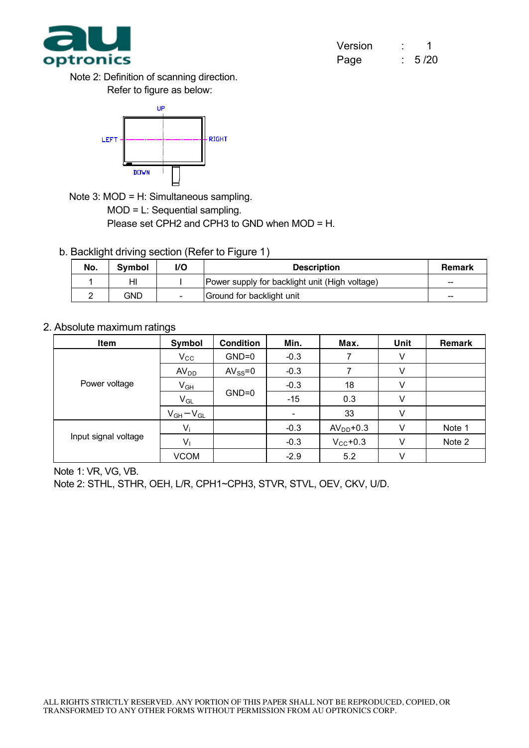Note 2: Definition of scanning direction.

Refer to figure as below:

UP

LEFT RIGHT

DOWN

Note 3: MOD = H: Simultaneous sampling.

MOD = L: Sequential sampling.

Please set CPH2 and CPH3 to GND when MOD = H.

b. Backlight driving section (Refer to Figure 1)

| No. | Symbol | I/O | Description | Remark |
|---|---|---|---|---|
| 1 | HI | I | Power supply for backlight unit (High voltage) | -- |
| 2 | GND | - | Ground for backlight unit | -- |

## 2. Absolute maximum ratings

| Item | Symbol | Condition | Min. | Max. | Unit | Remark |
|---|---|---|---|---|---|---|
| Power voltage | $V_{CC}$ | GND=0 | -0.3 | 7 | V | |
| | $AV_{DD}$ | $AV_{SS}$=0 | -0.3 | 7 | V | |
| | $V_{GH}$ | GND=0 | -0.3 | 18 | V | |
| | $V_{GL}$ | | -15 | 0.3 | V | |
| | $V_{GH}-V_{GL}$ | | - | 33 | V | |
| Input signal voltage | $V_i$ | | -0.3 | $AV_{DD}$+0.3 | V | Note 1 |
| | $V_I$ | | -0.3 | $V_{CC}$+0.3 | V | Note 2 |
| | VCOM | | -2.9 | 5.2 | V | |

Note 1: VR, VG, VB.

Note 2: STHL, STHR, OEH, L/R, CPH1~CPH3, STVR, STVL, OEV, CKV, U/D.

ALL RIGHTS STRICTLY RESERVED. ANY PORTION OF THIS PAPER SHALL NOT BE REPRODUCED, COPIED, OR TRANSFORMED TO ANY OTHER FORMS WITHOUT PERMISSION FROM AU OPTRONICS CORP.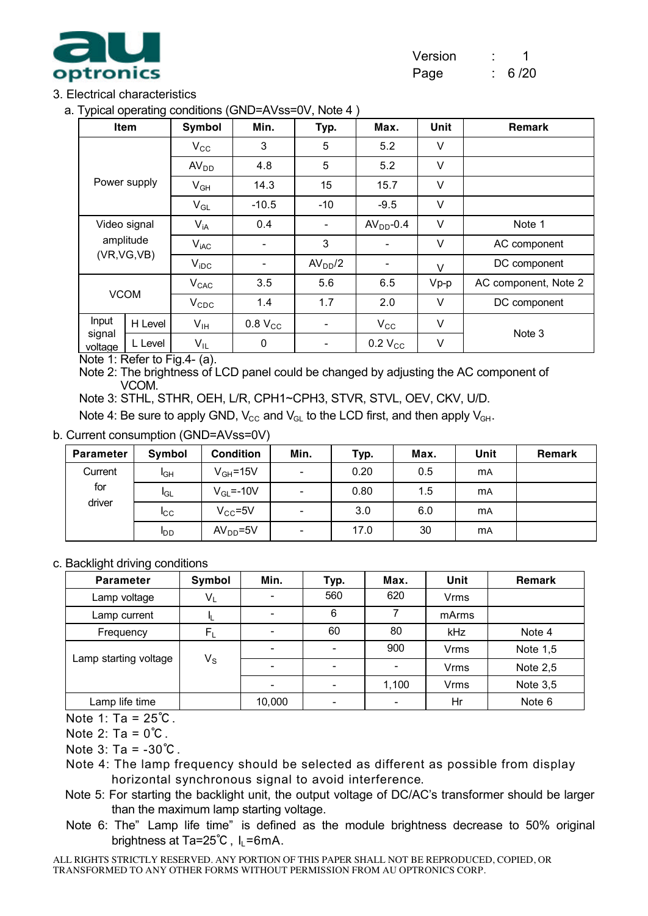## 3. Electrical characteristics

a. Typical operating conditions (GND=AVss=0V, Note 4 )

| Item | | Symbol | Min. | Typ. | Max. | Unit | Remark |
|---|---|---|---|---|---|---|---|
| Power supply | | $V_{CC}$ | 3 | 5 | 5.2 | V | |
| | | $AV_{DD}$ | 4.8 | 5 | 5.2 | V | |
| | | $V_{GH}$ | 14.3 | 15 | 15.7 | V | |
| | | $V_{GL}$ | -10.5 | -10 | -9.5 | V | |
| Video signal amplitude (VR,VG,VB) | | $V_{iA}$ | 0.4 | - | $AV_{DD}$-0.4 | V | Note 1 |
| | | $V_{iAC}$ | - | 3 | - | V | AC component |
| | | $V_{iDC}$ | - | $AV_{DD}/2$ | - | V | DC component |
| VCOM | | $V_{CAC}$ | 3.5 | 5.6 | 6.5 | Vp-p | AC component, Note 2 |
| | | $V_{CDC}$ | 1.4 | 1.7 | 2.0 | V | DC component |
| Input signal voltage | H Level | $V_{IH}$ | 0.8 $V_{CC}$ | - | $V_{CC}$ | V | Note 3 |
| | L Level | $V_{IL}$ | 0 | - | 0.2 $V_{CC}$ | V | |

Note 1: Refer to Fig.4- (a).

Note 2: The brightness of LCD panel could be changed by adjusting the AC component of VCOM.

Note 3: STHL, STHR, OEH, L/R, CPH1~CPH3, STVR, STVL, OEV, CKV, U/D.

Note 4: Be sure to apply GND, $V_{CC}$ and $V_{GL}$ to the LCD first, and then apply $V_{GH}$.

b. Current consumption (GND=AVss=0V)

| Parameter | Symbol | Condition | Min. | Typ. | Max. | Unit | Remark |
|---|---|---|---|---|---|---|---|
| Current for driver | $I_{GH}$ | $V_{GH}$=15V | - | 0.20 | 0.5 | mA | |
| | $I_{GL}$ | $V_{GL}$=-10V | - | 0.80 | 1.5 | mA | |
| | $I_{CC}$ | $V_{CC}$=5V | - | 3.0 | 6.0 | mA | |
| | $I_{DD}$ | $AV_{DD}$=5V | - | 17.0 | 30 | mA | |

c. Backlight driving conditions

| Parameter | Symbol | Min. | Typ. | Max. | Unit | Remark |
|---|---|---|---|---|---|---|
| Lamp voltage | $V_L$ | - | 560 | 620 | Vrms | |
| Lamp current | $I_L$ | - | 6 | 7 | mArms | |
| Frequency | $F_L$ | - | 60 | 80 | kHz | Note 4 |
| Lamp starting voltage | $V_S$ | - | - | 900 | Vrms | Note 1,5 |
| | | - | - | - | Vrms | Note 2,5 |
| | | - | - | 1,100 | Vrms | Note 3,5 |
| Lamp life time | | 10,000 | - | - | Hr | Note 6 |

Note 1: Ta = 25℃.

Note 2: Ta = 0℃.

Note 3: Ta = -30℃.

Note 4: The lamp frequency should be selected as different as possible from display horizontal synchronous signal to avoid interference.

Note 5: For starting the backlight unit, the output voltage of DC/AC's transformer should be larger than the maximum lamp starting voltage.

Note 6: The" Lamp life time" is defined as the module brightness decrease to 50% original brightness at Ta=25℃, $I_L$=6mA.

ALL RIGHTS STRICTLY RESERVED. ANY PORTION OF THIS PAPER SHALL NOT BE REPRODUCED, COPIED, OR TRANSFORMED TO ANY OTHER FORMS WITHOUT PERMISSION FROM AU OPTRONICS CORP.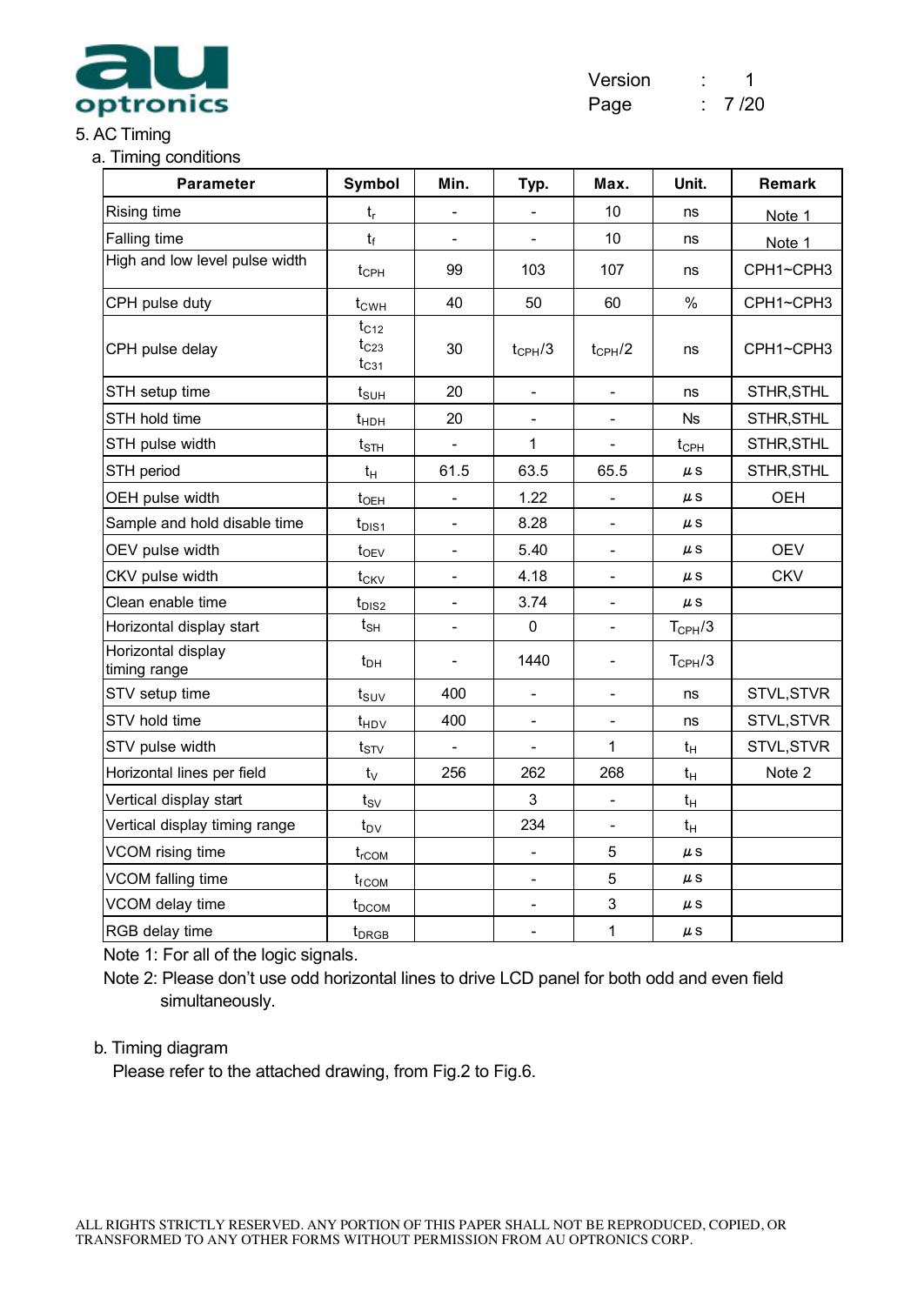## 5. AC Timing

### a. Timing conditions

| Parameter | Symbol | Min. | Typ. | Max. | Unit. | Remark |
|---|---|---|---|---|---|---|
| Rising time | $t_r$ | - | - | 10 | ns | Note 1 |
| Falling time | $t_f$ | - | - | 10 | ns | Note 1 |
| High and low level pulse width | $t_{CPH}$ | 99 | 103 | 107 | ns | CPH1~CPH3 |
| CPH pulse duty | $t_{CWH}$ | 40 | 50 | 60 | % | CPH1~CPH3 |
| CPH pulse delay | $t_{C12}$ $t_{C23}$ $t_{C31}$ | 30 | $t_{CPH}/3$ | $t_{CPH}/2$ | ns | CPH1~CPH3 |
| STH setup time | $t_{SUH}$ | 20 | - | - | ns | STHR,STHL |
| STH hold time | $t_{HDH}$ | 20 | - | - | Ns | STHR,STHL |
| STH pulse width | $t_{STH}$ | - | 1 | - | $t_{CPH}$ | STHR,STHL |
| STH period | $t_H$ | 61.5 | 63.5 | 65.5 | $\mu$s | STHR,STHL |
| OEH pulse width | $t_{OEH}$ | - | 1.22 | - | $\mu$s | OEH |
| Sample and hold disable time | $t_{DIS1}$ | - | 8.28 | - | $\mu$s | |
| OEV pulse width | $t_{OEV}$ | - | 5.40 | - | $\mu$s | OEV |
| CKV pulse width | $t_{CKV}$ | - | 4.18 | - | $\mu$s | CKV |
| Clean enable time | $t_{DIS2}$ | - | 3.74 | - | $\mu$s | |
| Horizontal display start | $t_{SH}$ | - | 0 | - | $T_{CPH}/3$ | |
| Horizontal display timing range | $t_{DH}$ | - | 1440 | - | $T_{CPH}/3$ | |
| STV setup time | $t_{SUV}$ | 400 | - | - | ns | STVL,STVR |
| STV hold time | $t_{HDV}$ | 400 | - | - | ns | STVL,STVR |
| STV pulse width | $t_{STV}$ | - | - | 1 | $t_H$ | STVL,STVR |
| Horizontal lines per field | $t_V$ | 256 | 262 | 268 | $t_H$ | Note 2 |
| Vertical display start | $t_{SV}$ | | 3 | - | $t_H$ | |
| Vertical display timing range | $t_{DV}$ | | 234 | - | $t_H$ | |
| VCOM rising time | $t_{rCOM}$ | | - | 5 | $\mu$s | |
| VCOM falling time | $t_{fCOM}$ | | - | 5 | $\mu$s | |
| VCOM delay time | $t_{DCOM}$ | | - | 3 | $\mu$s | |
| RGB delay time | $t_{DRGB}$ | | - | 1 | $\mu$s | |

Note 1: For all of the logic signals.

Note 2: Please don't use odd horizontal lines to drive LCD panel for both odd and even field simultaneously.

### b. Timing diagram

Please refer to the attached drawing, from Fig.2 to Fig.6.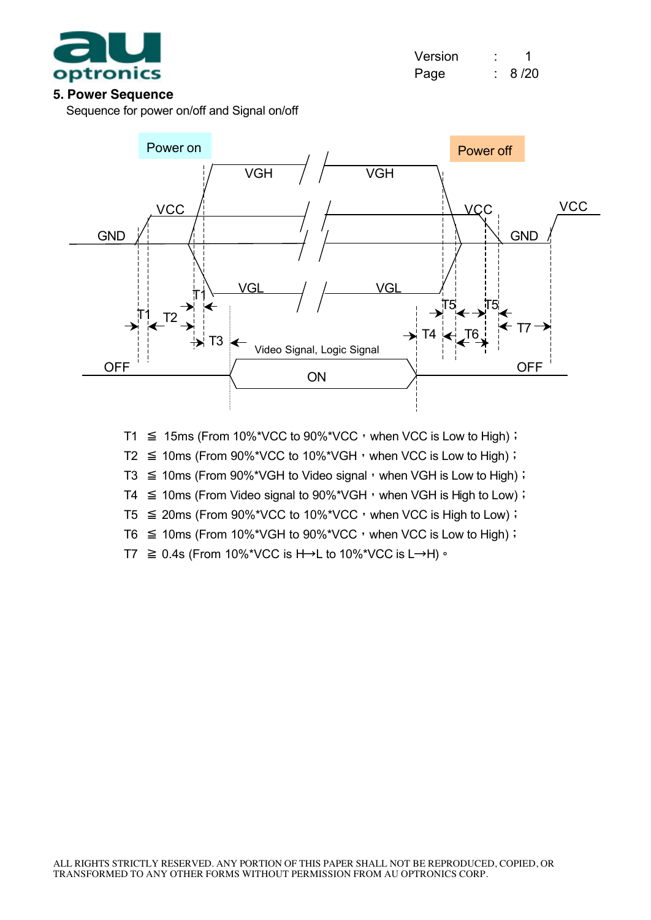## 5. Power Sequence

Sequence for power on/off and Signal on/off

T1 ≦ 15ms (From 10%*VCC to 90%*VCC，when VCC is Low to High)；

T2 ≦ 10ms (From 90%*VCC to 10%*VGH，when VCC is Low to High)；

T3 ≦ 10ms (From 90%*VGH to Video signal，when VGH is Low to High)；

T4 ≦ 10ms (From Video signal to 90%*VGH，when VGH is High to Low)；

T5 ≦ 20ms (From 90%*VCC to 10%*VCC，when VCC is High to Low)；

T6 ≦ 10ms (From 10%*VGH to 90%*VCC，when VCC is Low to High)；

T7 ≧ 0.4s (From 10%*VCC is H→L to 10%*VCC is L→H)。

ALL RIGHTS STRICTLY RESERVED. ANY PORTION OF THIS PAPER SHALL NOT BE REPRODUCED, COPIED, OR TRANSFORMED TO ANY OTHER FORMS WITHOUT PERMISSION FROM AU OPTRONICS CORP.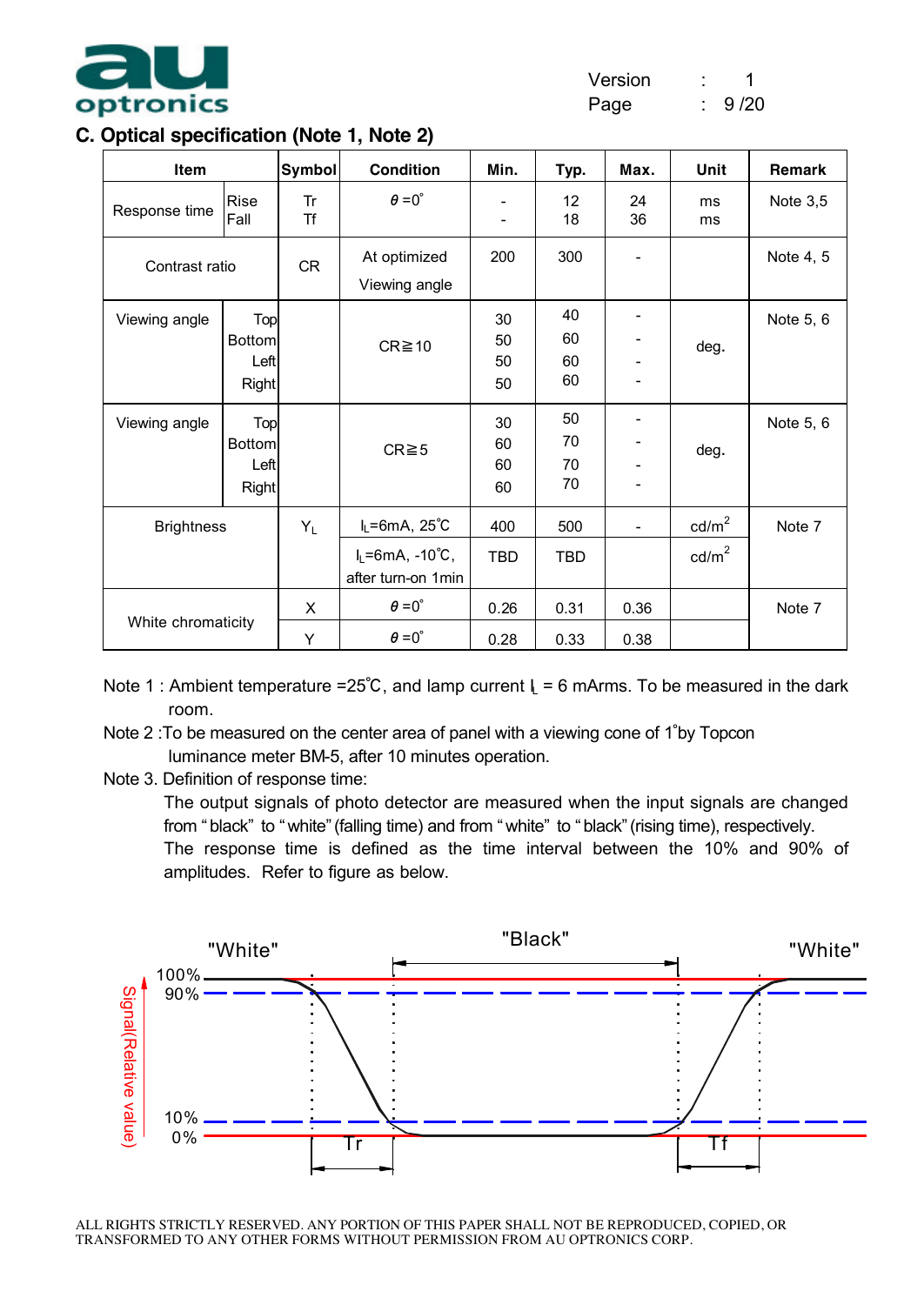## C. Optical specification (Note 1, Note 2)

| Item | | Symbol | Condition | Min. | Typ. | Max. | Unit | Remark |
|---|---|---|---|---|---|---|---|---|
| Response time | Rise<br>Fall | Tr<br>Tf | $\theta$ =0° | -<br>- | 12<br>18 | 24<br>36 | ms<br>ms | Note 3,5 |
| Contrast ratio | | CR | At optimized Viewing angle | 200 | 300 | - | | Note 4, 5 |
| Viewing angle | Top<br>Bottom<br>Left<br>Right | | CR≧10 | 30<br>50<br>50<br>50 | 40<br>60<br>60<br>60 | -<br>-<br>-<br>- | deg. | Note 5, 6 |
| Viewing angle | Top<br>Bottom<br>Left<br>Right | | CR≧5 | 30<br>60<br>60<br>60 | 50<br>70<br>70<br>70 | -<br>-<br>-<br>- | deg. | Note 5, 6 |
| Brightness | | $Y_L$ | $I_L$=6mA, 25°C | 400 | 500 | - | cd/m$^2$ | Note 7 |
| | | | $I_L$=6mA, -10°C, after turn-on 1min | TBD | TBD | | cd/m$^2$ | |
| White chromaticity | | X | $\theta$ =0° | 0.26 | 0.31 | 0.36 | | Note 7 |
| | | Y | $\theta$ =0° | 0.28 | 0.33 | 0.38 | | |

Note 1 : Ambient temperature =25°C, and lamp current $I_L$ = 6 mArms. To be measured in the dark room.

Note 2 :To be measured on the center area of panel with a viewing cone of 1°by Topcon luminance meter BM-5, after 10 minutes operation.

Note 3. Definition of response time:

The output signals of photo detector are measured when the input signals are changed from " black" to "white" (falling time) and from " white" to " black" (rising time), respectively. The response time is defined as the time interval between the 10% and 90% of amplitudes. Refer to figure as below.

"White" "Black" "White"

Signal(Relative value): 100%, 90%, 10%, 0%

Tr Tf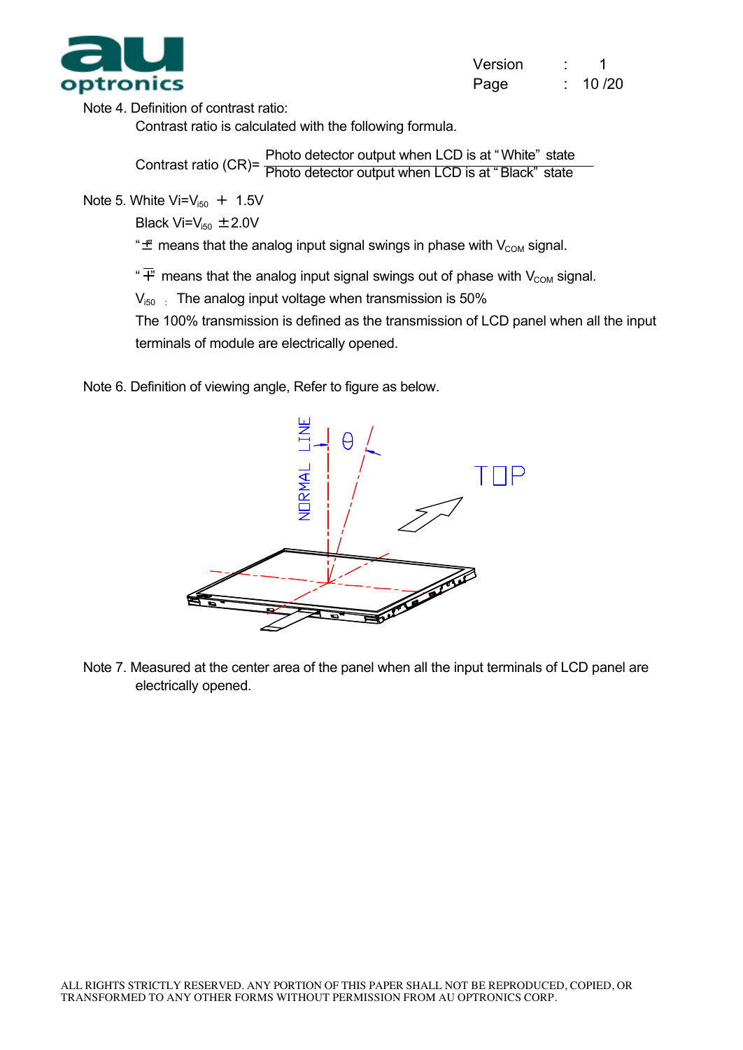Note 4. Definition of contrast ratio:

Contrast ratio is calculated with the following formula.

$$\text{Contrast ratio (CR)} = \frac{\text{Photo detector output when LCD is at "White" state}}{\text{Photo detector output when LCD is at "Black" state}}$$

Note 5. White $V_i = V_{i50} + 1.5V$

Black $V_i = V_{i50} \pm 2.0V$

"$\pm$" means that the analog input signal swings in phase with $V_{COM}$ signal.

"$\mp$" means that the analog input signal swings out of phase with $V_{COM}$ signal.

$V_{i50}$ : The analog input voltage when transmission is 50%

The 100% transmission is defined as the transmission of LCD panel when all the input terminals of module are electrically opened.

Note 6. Definition of viewing angle, Refer to figure as below.

NORMAL LINE θ TOP

Note 7. Measured at the center area of the panel when all the input terminals of LCD panel are electrically opened.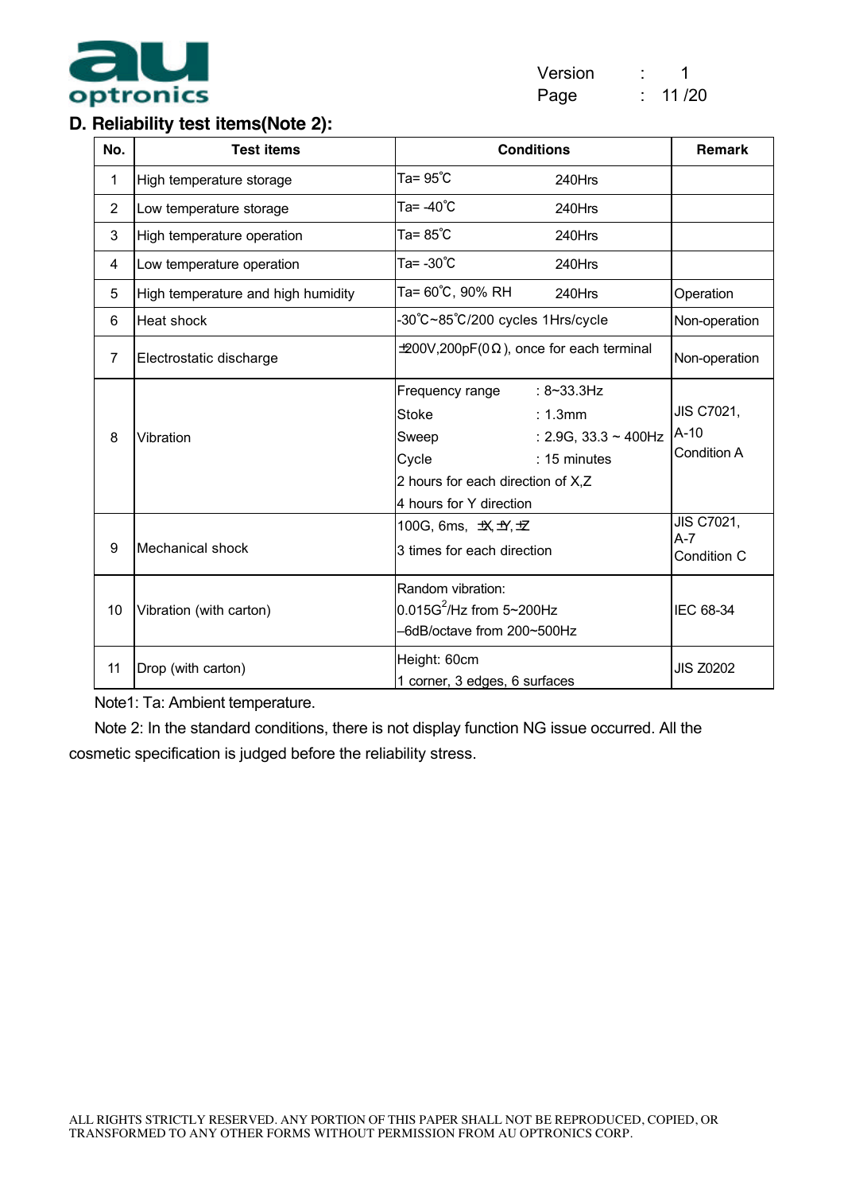## D. Reliability test items(Note 2):

| No. | Test items | Conditions | Remark |
|---|---|---|---|
| 1 | High temperature storage | Ta= 95℃ 240Hrs | |
| 2 | Low temperature storage | Ta= -40℃ 240Hrs | |
| 3 | High temperature operation | Ta= 85℃ 240Hrs | |
| 4 | Low temperature operation | Ta= -30℃ 240Hrs | |
| 5 | High temperature and high humidity | Ta= 60℃, 90% RH 240Hrs | Operation |
| 6 | Heat shock | -30℃~85℃/200 cycles 1Hrs/cycle | Non-operation |
| 7 | Electrostatic discharge | ±200V,200pF(0Ω), once for each terminal | Non-operation |
| 8 | Vibration | Frequency range : 8~33.3Hz<br>Stoke : 1.3mm<br>Sweep : 2.9G, 33.3 ~ 400Hz<br>Cycle : 15 minutes<br>2 hours for each direction of X,Z<br>4 hours for Y direction | JIS C7021, A-10 Condition A |
| 9 | Mechanical shock | 100G, 6ms, ±X,±Y,±Z<br>3 times for each direction | JIS C7021, A-7 Condition C |
| 10 | Vibration (with carton) | Random vibration:<br>$0.015G^2$/Hz from 5~200Hz<br>–6dB/octave from 200~500Hz | IEC 68-34 |
| 11 | Drop (with carton) | Height: 60cm<br>1 corner, 3 edges, 6 surfaces | JIS Z0202 |

Note1: Ta: Ambient temperature.

Note 2: In the standard conditions, there is not display function NG issue occurred. All the cosmetic specification is judged before the reliability stress.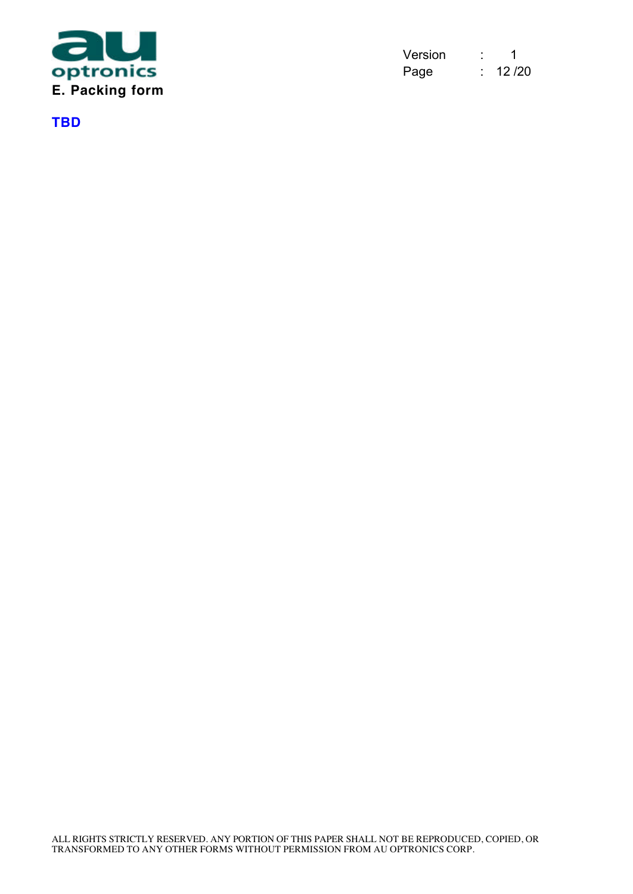## E. Packing form

**TBD**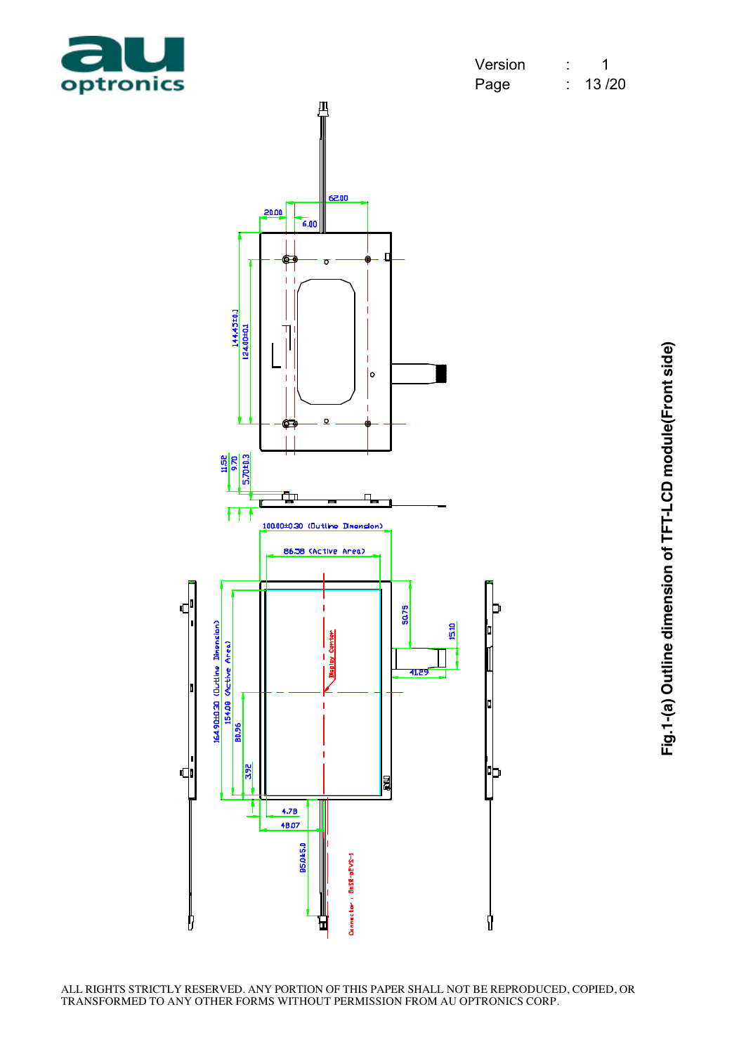Fig.1-(a) Outline dimension of TFT-LCD module(Front side)

ALL RIGHTS STRICTLY RESERVED. ANY PORTION OF THIS PAPER SHALL NOT BE REPRODUCED, COPIED, OR TRANSFORMED TO ANY OTHER FORMS WITHOUT PERMISSION FROM AU OPTRONICS CORP.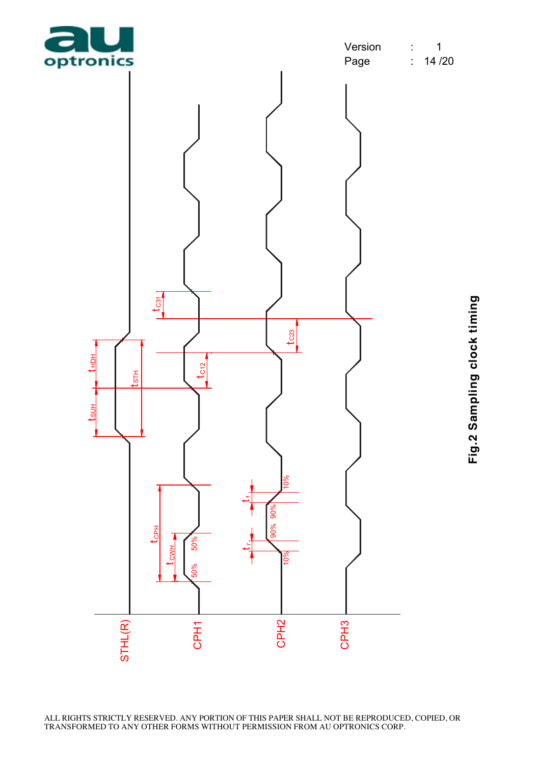**Fig.2 Sampling clock timing**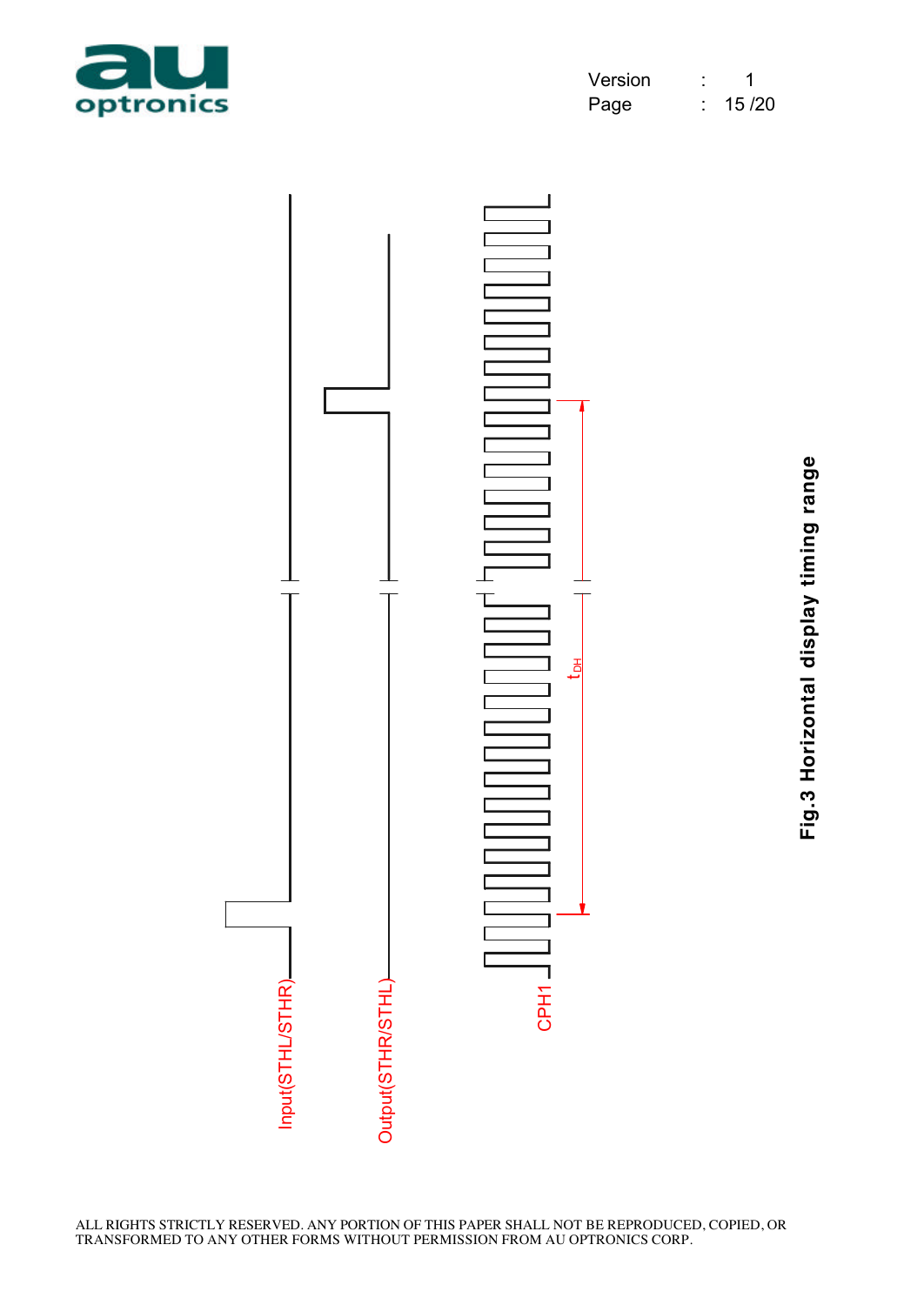Input(STHL/STHR)

Output(STHR/STHL)

CPH1

$t_{DH}$

**Fig.3 Horizontal display timing range**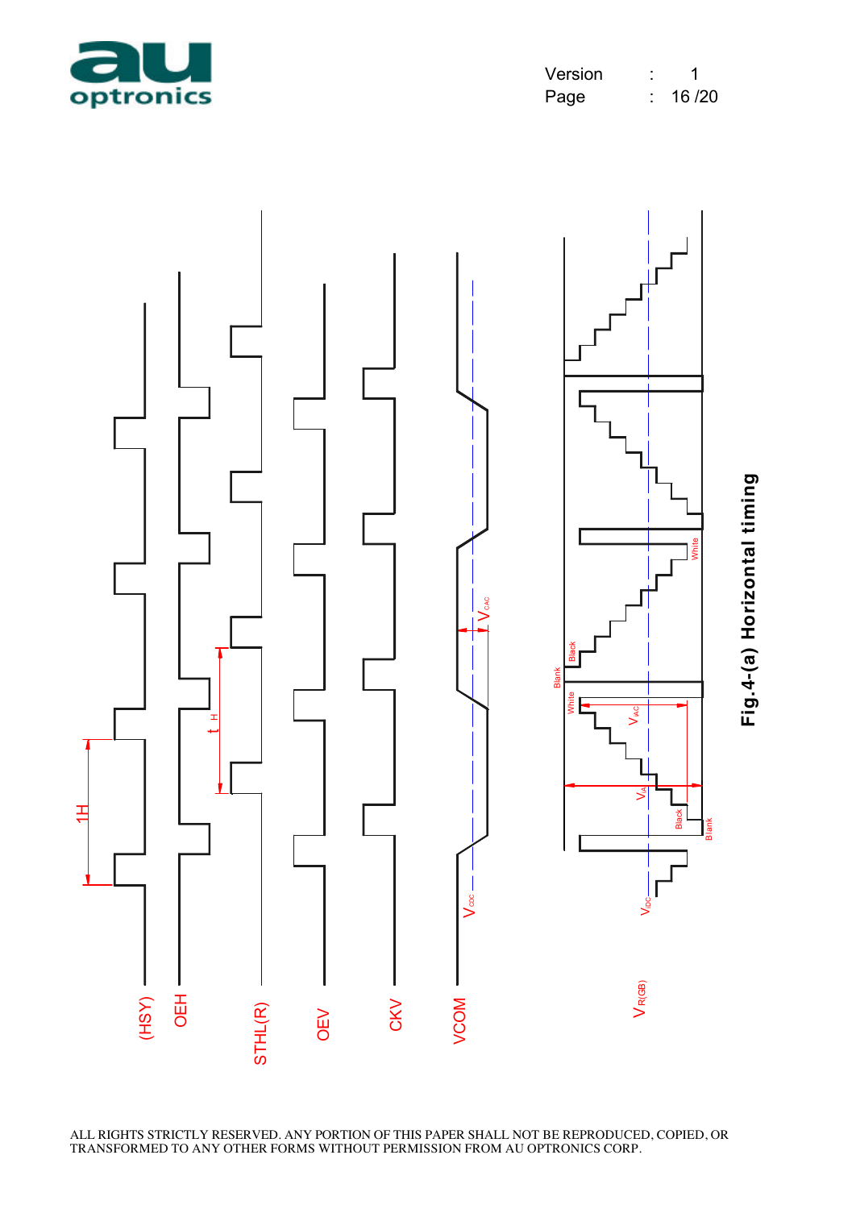(HSY)

OEH

STHL(R)

OEV

CKV

VCOM

$V_{R(GB)}$

1H

$t_H$

$V_{CDC}$

$V_{CAC}$

$V_{IDC}$

$V_{IA}$

$V_{IAC}$

White

Black

Blank

**Fig.4-(a) Horizontal timing**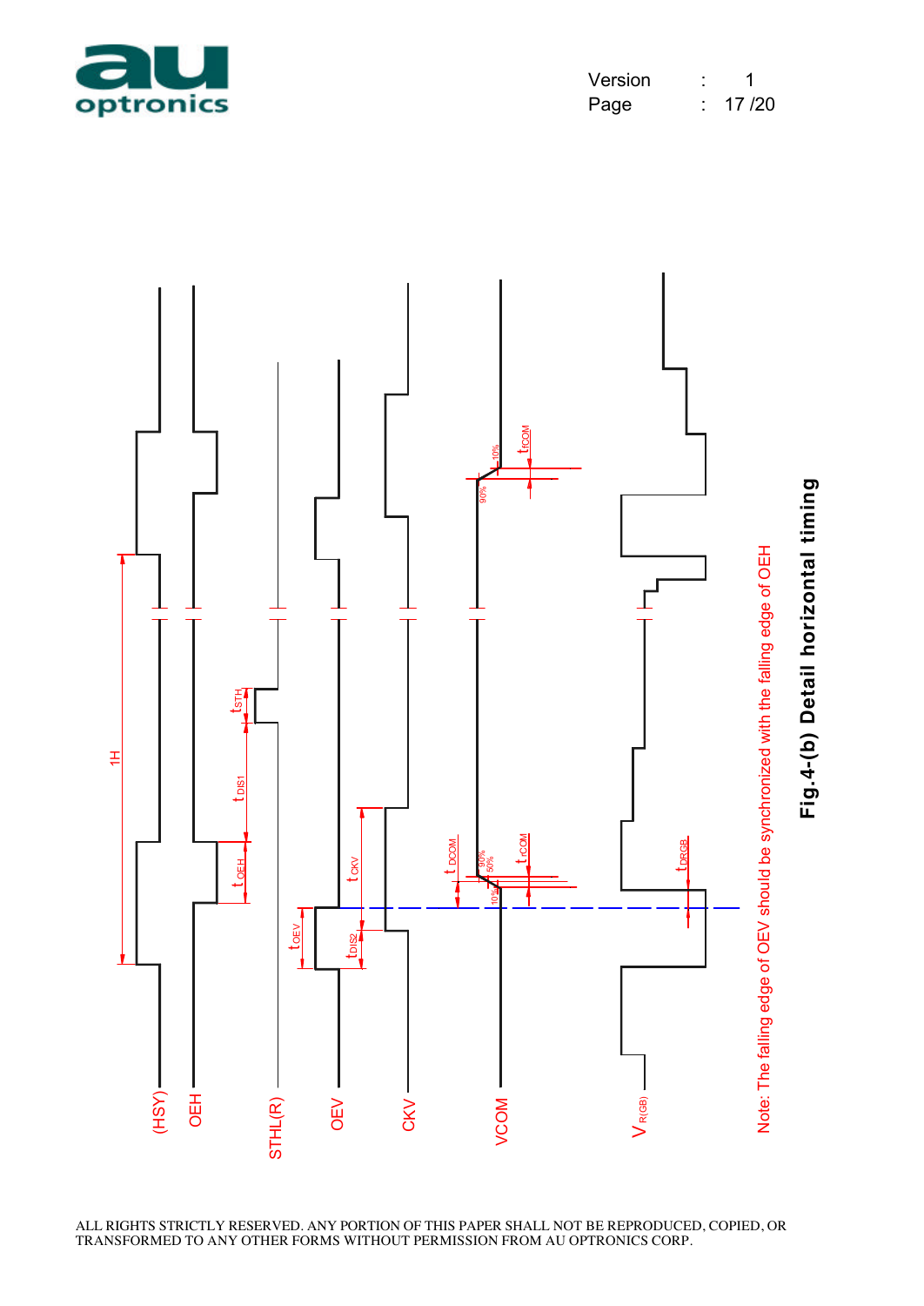Note: The falling edge of OEV should be synchronized with the falling edge of OEH

**Fig.4-(b) Detail horizontal timing**

ALL RIGHTS STRICTLY RESERVED. ANY PORTION OF THIS PAPER SHALL NOT BE REPRODUCED, COPIED, OR TRANSFORMED TO ANY OTHER FORMS WITHOUT PERMISSION FROM AU OPTRONICS CORP.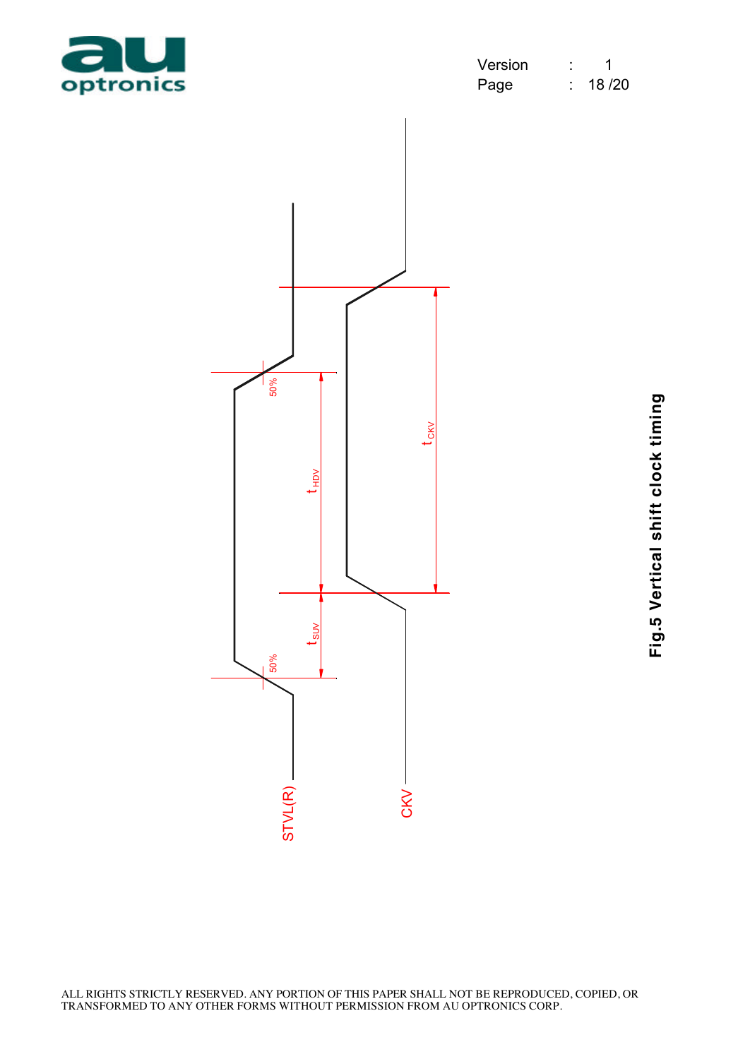STVL(R)

CKV

50%

50%

$t_{HDV}$

$t_{SUV}$

$t_{CKV}$

**Fig.5 Vertical shift clock timing**

ALL RIGHTS STRICTLY RESERVED. ANY PORTION OF THIS PAPER SHALL NOT BE REPRODUCED, COPIED, OR TRANSFORMED TO ANY OTHER FORMS WITHOUT PERMISSION FROM AU OPTRONICS CORP.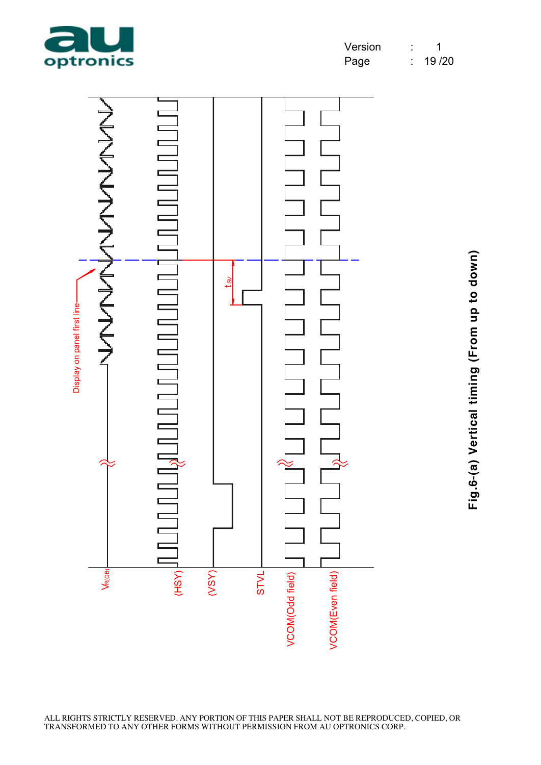**Fig.6-(a) Vertical timing (From up to down)**

ALL RIGHTS STRICTLY RESERVED. ANY PORTION OF THIS PAPER SHALL NOT BE REPRODUCED, COPIED, OR TRANSFORMED TO ANY OTHER FORMS WITHOUT PERMISSION FROM AU OPTRONICS CORP.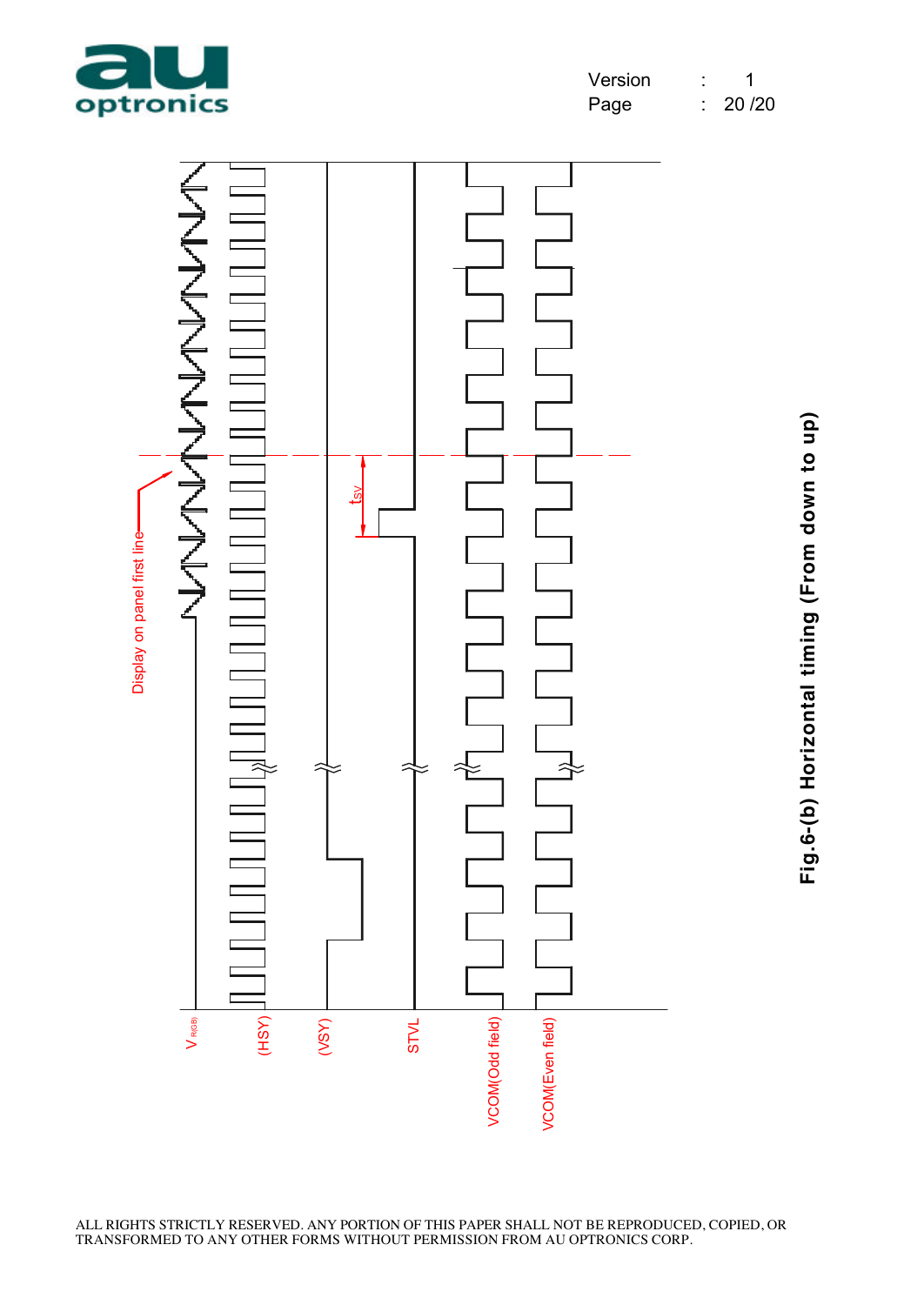Display on panel first line

$t_{SV}$

V R(GB)

(HSY)

(VSY)

STVL

VCOM(Odd field)

VCOM(Even field)

**Fig.6-(b) Horizontal timing (From down to up)**

ALL RIGHTS STRICTLY RESERVED. ANY PORTION OF THIS PAPER SHALL NOT BE REPRODUCED, COPIED, OR TRANSFORMED TO ANY OTHER FORMS WITHOUT PERMISSION FROM AU OPTRONICS CORP.